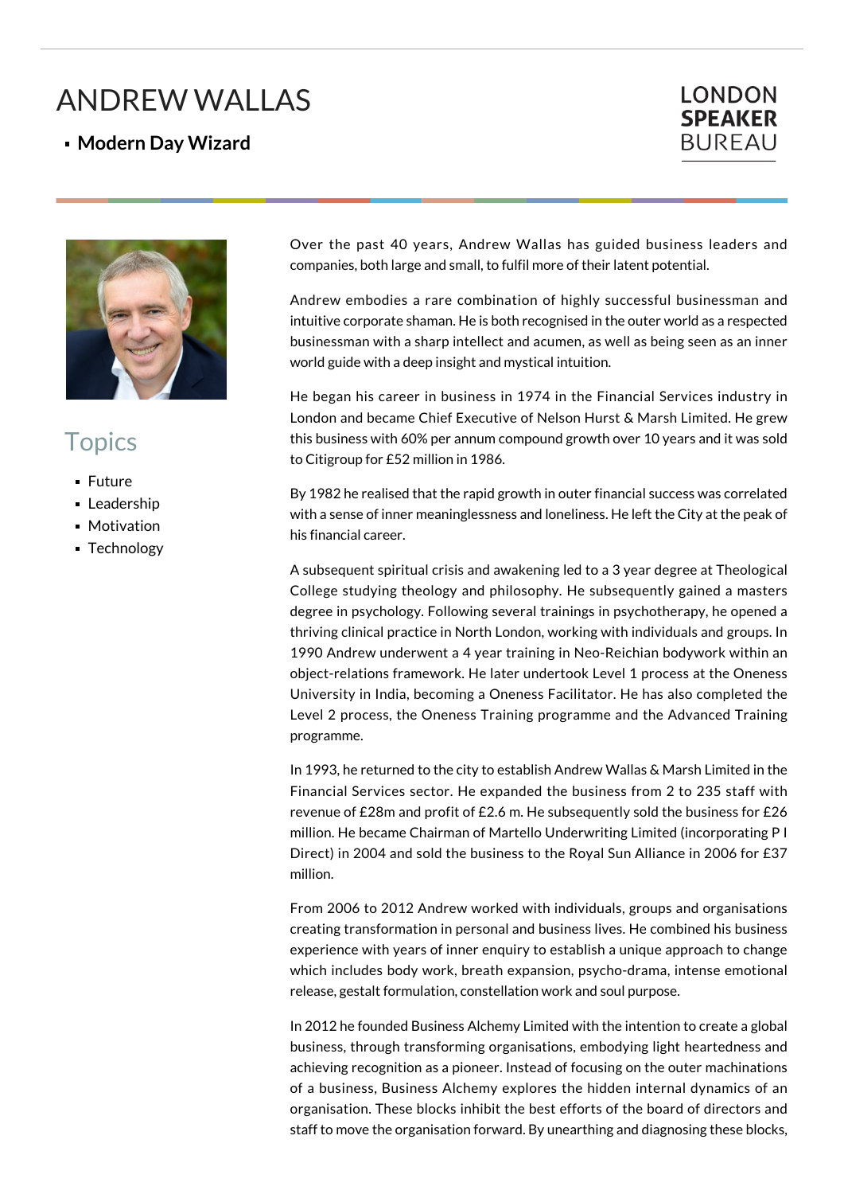# ANDREW WALLAS

- **Modern Day Wizard**

LONDON **SPEAKER** BUREAU

## Topics

- Future
- Leadership
- Motivation
- Technology

Over the past 40 years, Andrew Wallas has guided business leaders and companies, both large and small, to fulfil more of their latent potential.

Andrew embodies a rare combination of highly successful businessman and intuitive corporate shaman. He is both recognised in the outer world as a respected businessman with a sharp intellect and acumen, as well as being seen as an inner world guide with a deep insight and mystical intuition.

He began his career in business in 1974 in the Financial Services industry in London and became Chief Executive of Nelson Hurst & Marsh Limited. He grew this business with 60% per annum compound growth over 10 years and it was sold to Citigroup for £52 million in 1986.

By 1982 he realised that the rapid growth in outer financial success was correlated with a sense of inner meaninglessness and loneliness. He left the City at the peak of his financial career.

A subsequent spiritual crisis and awakening led to a 3 year degree at Theological College studying theology and philosophy. He subsequently gained a masters degree in psychology. Following several trainings in psychotherapy, he opened a thriving clinical practice in North London, working with individuals and groups. In 1990 Andrew underwent a 4 year training in Neo-Reichian bodywork within an object-relations framework. He later undertook Level 1 process at the Oneness University in India, becoming a Oneness Facilitator. He has also completed the Level 2 process, the Oneness Training programme and the Advanced Training programme.

In 1993, he returned to the city to establish Andrew Wallas & Marsh Limited in the Financial Services sector. He expanded the business from 2 to 235 staff with revenue of £28m and profit of £2.6 m. He subsequently sold the business for £26 million. He became Chairman of Martello Underwriting Limited (incorporating P I Direct) in 2004 and sold the business to the Royal Sun Alliance in 2006 for £37 million.

From 2006 to 2012 Andrew worked with individuals, groups and organisations creating transformation in personal and business lives. He combined his business experience with years of inner enquiry to establish a unique approach to change which includes body work, breath expansion, psycho-drama, intense emotional release, gestalt formulation, constellation work and soul purpose.

In 2012 he founded Business Alchemy Limited with the intention to create a global business, through transforming organisations, embodying light heartedness and achieving recognition as a pioneer. Instead of focusing on the outer machinations of a business, Business Alchemy explores the hidden internal dynamics of an organisation. These blocks inhibit the best efforts of the board of directors and staff to move the organisation forward. By unearthing and diagnosing these blocks,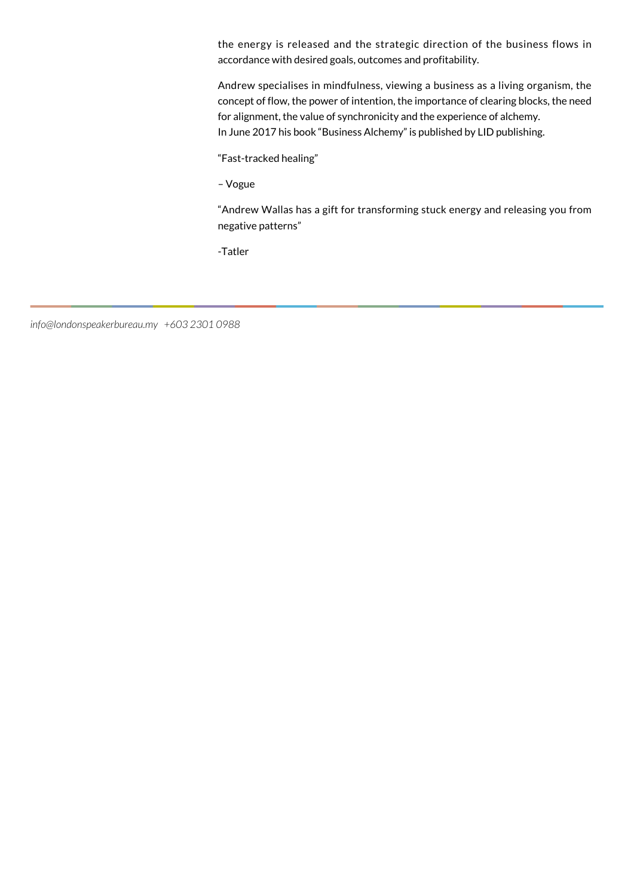the energy is released and the strategic direction of the business flows in accordance with desired goals, outcomes and profitability.

Andrew specialises in mindfulness, viewing a business as a living organism, the concept of flow, the power of intention, the importance of clearing blocks, the need for alignment, the value of synchronicity and the experience of alchemy.
In June 2017 his book "Business Alchemy" is published by LID publishing.

"Fast-tracked healing"

– Vogue

"Andrew Wallas has a gift for transforming stuck energy and releasing you from negative patterns"

-Tatler

*info@londonspeakerbureau.my +603 2301 0988*